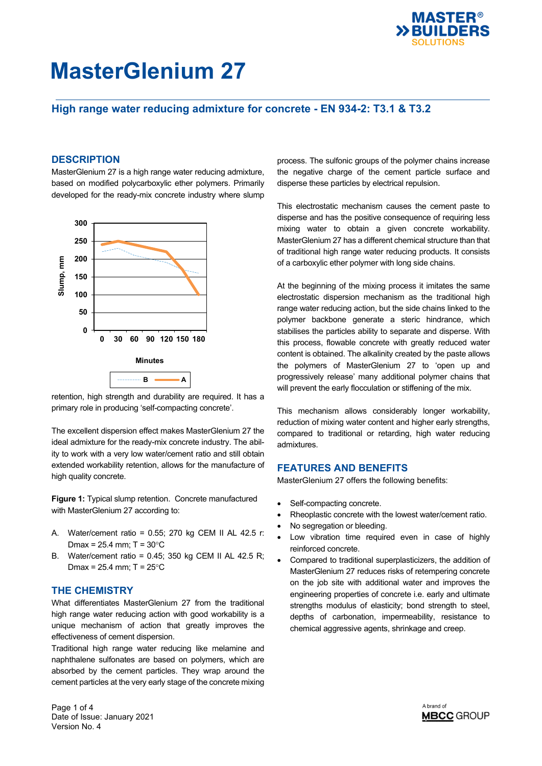# MasterGlenium 27

## High range water reducing admixture for concrete - EN 934-2: T3.1 & T3.2

## DESCRIPTION

MasterGlenium 27 is a high range water reducing admixture, based on modified polycarboxylic ether polymers. Primarily developed for the ready-mix concrete industry where slump retention, high strength and durability are required. It has a primary role in producing 'self-compacting concrete'.

The excellent dispersion effect makes MasterGlenium 27 the ideal admixture for the ready-mix concrete industry. The ability to work with a very low water/cement ratio and still obtain extended workability retention, allows for the manufacture of high quality concrete.

**Figure 1:** Typical slump retention. Concrete manufactured with MasterGlenium 27 according to:

A. Water/cement ratio = 0.55; 270 kg CEM II AL 42.5 r: Dmax = 25.4 mm; T = 30°C
B. Water/cement ratio = 0.45; 350 kg CEM II AL 42.5 R; Dmax = 25.4 mm; T = 25°C

## THE CHEMISTRY

What differentiates MasterGlenium 27 from the traditional high range water reducing action with good workability is a unique mechanism of action that greatly improves the effectiveness of cement dispersion.

Traditional high range water reducing like melamine and naphthalene sulfonates are based on polymers, which are absorbed by the cement particles. They wrap around the cement particles at the very early stage of the concrete mixing process. The sulfonic groups of the polymer chains increase the negative charge of the cement particle surface and disperse these particles by electrical repulsion.

This electrostatic mechanism causes the cement paste to disperse and has the positive consequence of requiring less mixing water to obtain a given concrete workability. MasterGlenium 27 has a different chemical structure than that of traditional high range water reducing products. It consists of a carboxylic ether polymer with long side chains.

At the beginning of the mixing process it imitates the same electrostatic dispersion mechanism as the traditional high range water reducing action, but the side chains linked to the polymer backbone generate a steric hindrance, which stabilises the particles ability to separate and disperse. With this process, flowable concrete with greatly reduced water content is obtained. The alkalinity created by the paste allows the polymers of MasterGlenium 27 to 'open up and progressively release' many additional polymer chains that will prevent the early flocculation or stiffening of the mix.

This mechanism allows considerably longer workability, reduction of mixing water content and higher early strengths, compared to traditional or retarding, high water reducing admixtures.

## FEATURES AND BENEFITS

MasterGlenium 27 offers the following benefits:

- Self-compacting concrete.
- Rheoplastic concrete with the lowest water/cement ratio.
- No segregation or bleeding.
- Low vibration time required even in case of highly reinforced concrete.
- Compared to traditional superplasticizers, the addition of MasterGlenium 27 reduces risks of retempering concrete on the job site with additional water and improves the engineering properties of concrete i.e. early and ultimate strengths modulus of elasticity; bond strength to steel, depths of carbonation, impermeability, resistance to chemical aggressive agents, shrinkage and creep.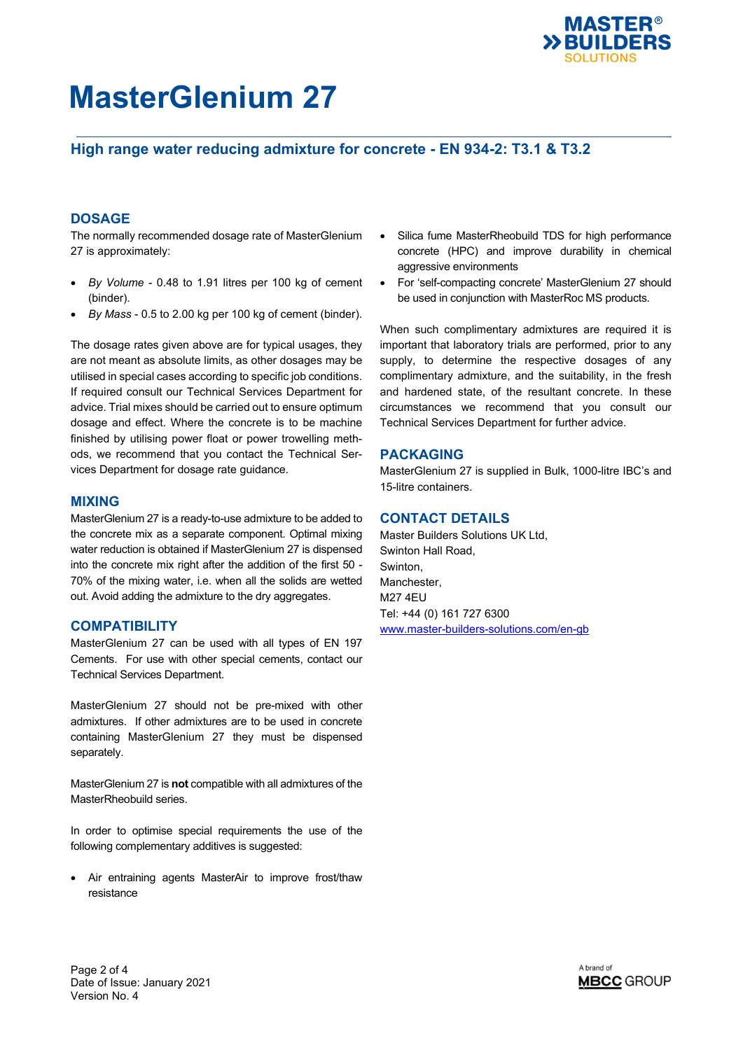# MasterGlenium 27

## High range water reducing admixture for concrete - EN 934-2: T3.1 & T3.2

## DOSAGE

The normally recommended dosage rate of MasterGlenium 27 is approximately:

- *By Volume* - 0.48 to 1.91 litres per 100 kg of cement (binder).
- *By Mass* - 0.5 to 2.00 kg per 100 kg of cement (binder).

The dosage rates given above are for typical usages, they are not meant as absolute limits, as other dosages may be utilised in special cases according to specific job conditions. If required consult our Technical Services Department for advice. Trial mixes should be carried out to ensure optimum dosage and effect. Where the concrete is to be machine finished by utilising power float or power trowelling methods, we recommend that you contact the Technical Services Department for dosage rate guidance.

## MIXING

MasterGlenium 27 is a ready-to-use admixture to be added to the concrete mix as a separate component. Optimal mixing water reduction is obtained if MasterGlenium 27 is dispensed into the concrete mix right after the addition of the first 50 - 70% of the mixing water, i.e. when all the solids are wetted out. Avoid adding the admixture to the dry aggregates.

## COMPATIBILITY

MasterGlenium 27 can be used with all types of EN 197 Cements. For use with other special cements, contact our Technical Services Department.

MasterGlenium 27 should not be pre-mixed with other admixtures. If other admixtures are to be used in concrete containing MasterGlenium 27 they must be dispensed separately.

MasterGlenium 27 is **not** compatible with all admixtures of the MasterRheobuild series.

In order to optimise special requirements the use of the following complementary additives is suggested:

- Air entraining agents MasterAir to improve frost/thaw resistance
- Silica fume MasterRheobuild TDS for high performance concrete (HPC) and improve durability in chemical aggressive environments
- For 'self-compacting concrete' MasterGlenium 27 should be used in conjunction with MasterRoc MS products.

When such complimentary admixtures are required it is important that laboratory trials are performed, prior to any supply, to determine the respective dosages of any complimentary admixture, and the suitability, in the fresh and hardened state, of the resultant concrete. In these circumstances we recommend that you consult our Technical Services Department for further advice.

## PACKAGING

MasterGlenium 27 is supplied in Bulk, 1000-litre IBC's and 15-litre containers.

## CONTACT DETAILS

Master Builders Solutions UK Ltd,
Swinton Hall Road,
Swinton,
Manchester,
M27 4EU
Tel: +44 (0) 161 727 6300
www.master-builders-solutions.com/en-gb

Date of Issue: January 2021
Version No. 4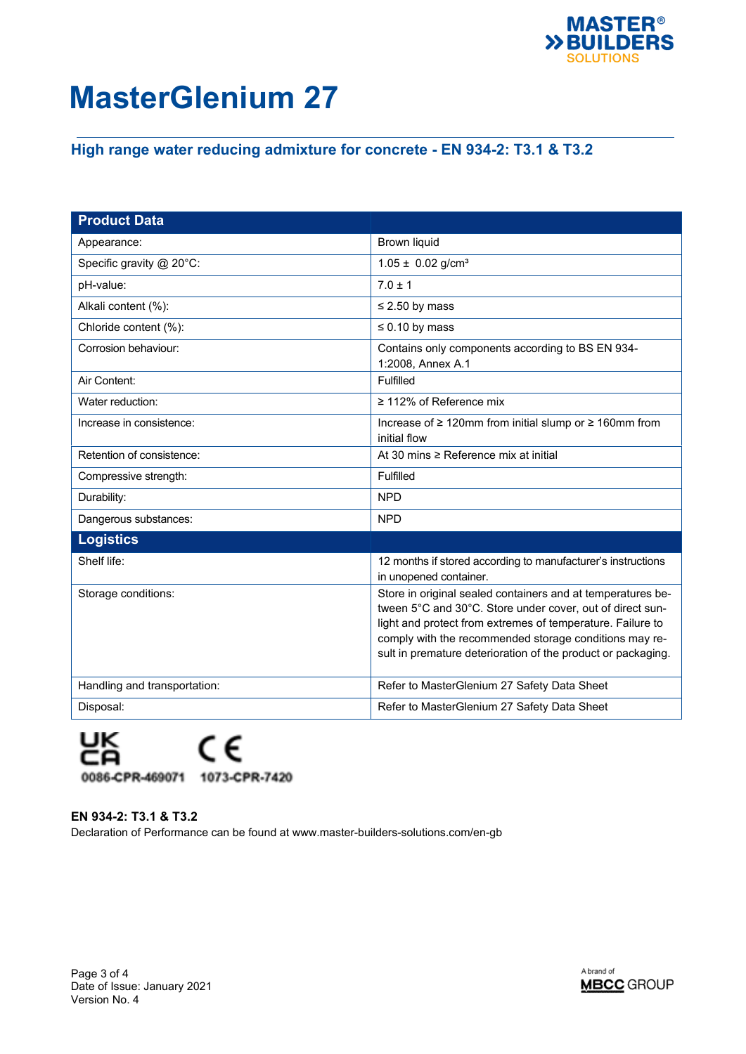# MasterGlenium 27

## High range water reducing admixture for concrete - EN 934-2: T3.1 & T3.2

| Product Data | |
|---|---|
| Appearance: | Brown liquid |
| Specific gravity @ 20°C: | 1.05 ± 0.02 g/cm³ |
| pH-value: | 7.0 ± 1 |
| Alkali content (%): | ≤ 2.50 by mass |
| Chloride content (%): | ≤ 0.10 by mass |
| Corrosion behaviour: | Contains only components according to BS EN 934-1:2008, Annex A.1 |
| Air Content: | Fulfilled |
| Water reduction: | ≥ 112% of Reference mix |
| Increase in consistence: | Increase of ≥ 120mm from initial slump or ≥ 160mm from initial flow |
| Retention of consistence: | At 30 mins ≥ Reference mix at initial |
| Compressive strength: | Fulfilled |
| Durability: | NPD |
| Dangerous substances: | NPD |
| **Logistics** | |
| Shelf life: | 12 months if stored according to manufacturer's instructions in unopened container. |
| Storage conditions: | Store in original sealed containers and at temperatures between 5°C and 30°C. Store under cover, out of direct sunlight and protect from extremes of temperature. Failure to comply with the recommended storage conditions may result in premature deterioration of the product or packaging. |
| Handling and transportation: | Refer to MasterGlenium 27 Safety Data Sheet |
| Disposal: | Refer to MasterGlenium 27 Safety Data Sheet |

UKCA 0086-CPR-469071 CE 1073-CPR-7420

**EN 934-2: T3.1 & T3.2**
Declaration of Performance can be found at www.master-builders-solutions.com/en-gb

Date of Issue: January 2021
Version No. 4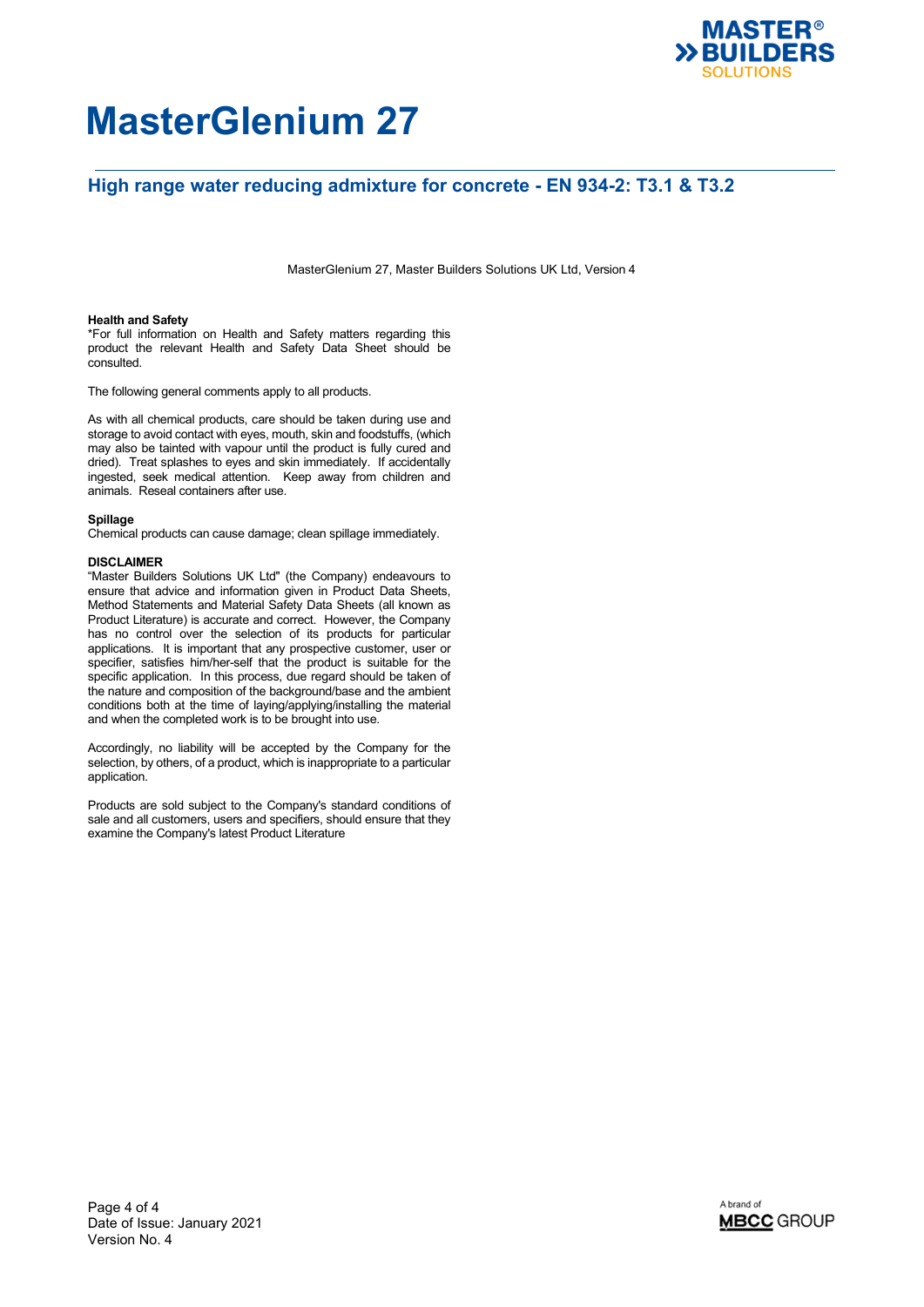# MasterGlenium 27

## High range water reducing admixture for concrete - EN 934-2: T3.1 & T3.2

MasterGlenium 27, Master Builders Solutions UK Ltd, Version 4

**Health and Safety**
*For full information on Health and Safety matters regarding this product the relevant Health and Safety Data Sheet should be consulted.

The following general comments apply to all products.

As with all chemical products, care should be taken during use and storage to avoid contact with eyes, mouth, skin and foodstuffs, (which may also be tainted with vapour until the product is fully cured and dried). Treat splashes to eyes and skin immediately. If accidentally ingested, seek medical attention. Keep away from children and animals. Reseal containers after use.

**Spillage**
Chemical products can cause damage; clean spillage immediately.

**DISCLAIMER**
"Master Builders Solutions UK Ltd" (the Company) endeavours to ensure that advice and information given in Product Data Sheets, Method Statements and Material Safety Data Sheets (all known as Product Literature) is accurate and correct. However, the Company has no control over the selection of its products for particular applications. It is important that any prospective customer, user or specifier, satisfies him/her-self that the product is suitable for the specific application. In this process, due regard should be taken of the nature and composition of the background/base and the ambient conditions both at the time of laying/applying/installing the material and when the completed work is to be brought into use.

Accordingly, no liability will be accepted by the Company for the selection, by others, of a product, which is inappropriate to a particular application.

Products are sold subject to the Company's standard conditions of sale and all customers, users and specifiers, should ensure that they examine the Company's latest Product Literature

Date of Issue: January 2021
Version No. 4